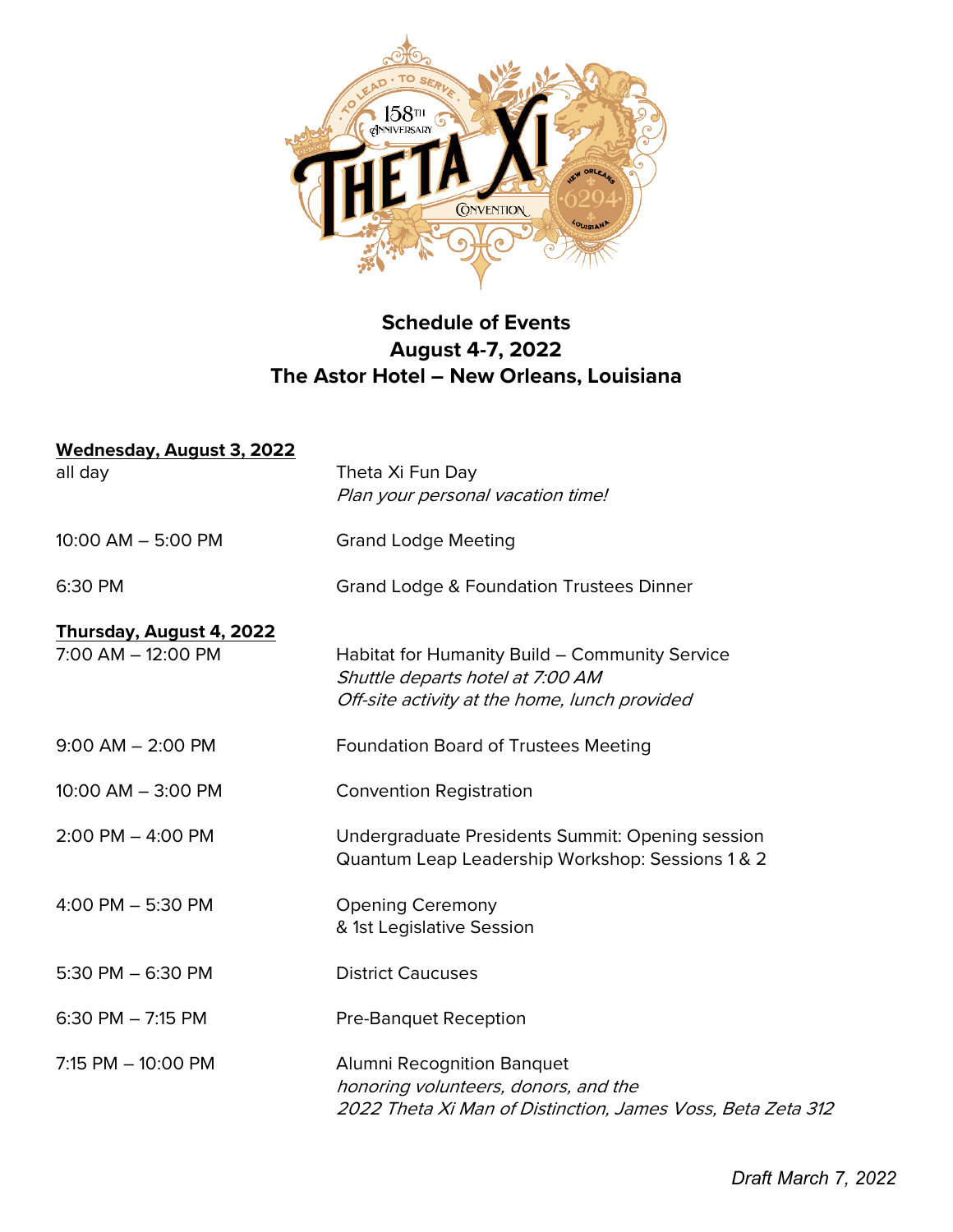**Schedule of Events**
**August 4-7, 2022**
**The Astor Hotel – New Orleans, Louisiana**

**Wednesday, August 3, 2022**

| | |
|---|---|
| all day | Theta Xi Fun Day<br>*Plan your personal vacation time!* |
| 10:00 AM – 5:00 PM | Grand Lodge Meeting |
| 6:30 PM | Grand Lodge & Foundation Trustees Dinner |

**Thursday, August 4, 2022**

| | |
|---|---|
| 7:00 AM – 12:00 PM | Habitat for Humanity Build – Community Service<br>*Shuttle departs hotel at 7:00 AM*<br>*Off-site activity at the home, lunch provided* |
| 9:00 AM – 2:00 PM | Foundation Board of Trustees Meeting |
| 10:00 AM – 3:00 PM | Convention Registration |
| 2:00 PM – 4:00 PM | Undergraduate Presidents Summit: Opening session<br>Quantum Leap Leadership Workshop: Sessions 1 & 2 |
| 4:00 PM – 5:30 PM | Opening Ceremony<br>& 1st Legislative Session |
| 5:30 PM – 6:30 PM | District Caucuses |
| 6:30 PM – 7:15 PM | Pre-Banquet Reception |
| 7:15 PM – 10:00 PM | Alumni Recognition Banquet<br>*honoring volunteers, donors, and the*<br>*2022 Theta Xi Man of Distinction, James Voss, Beta Zeta 312* |

*Draft March 7, 2022*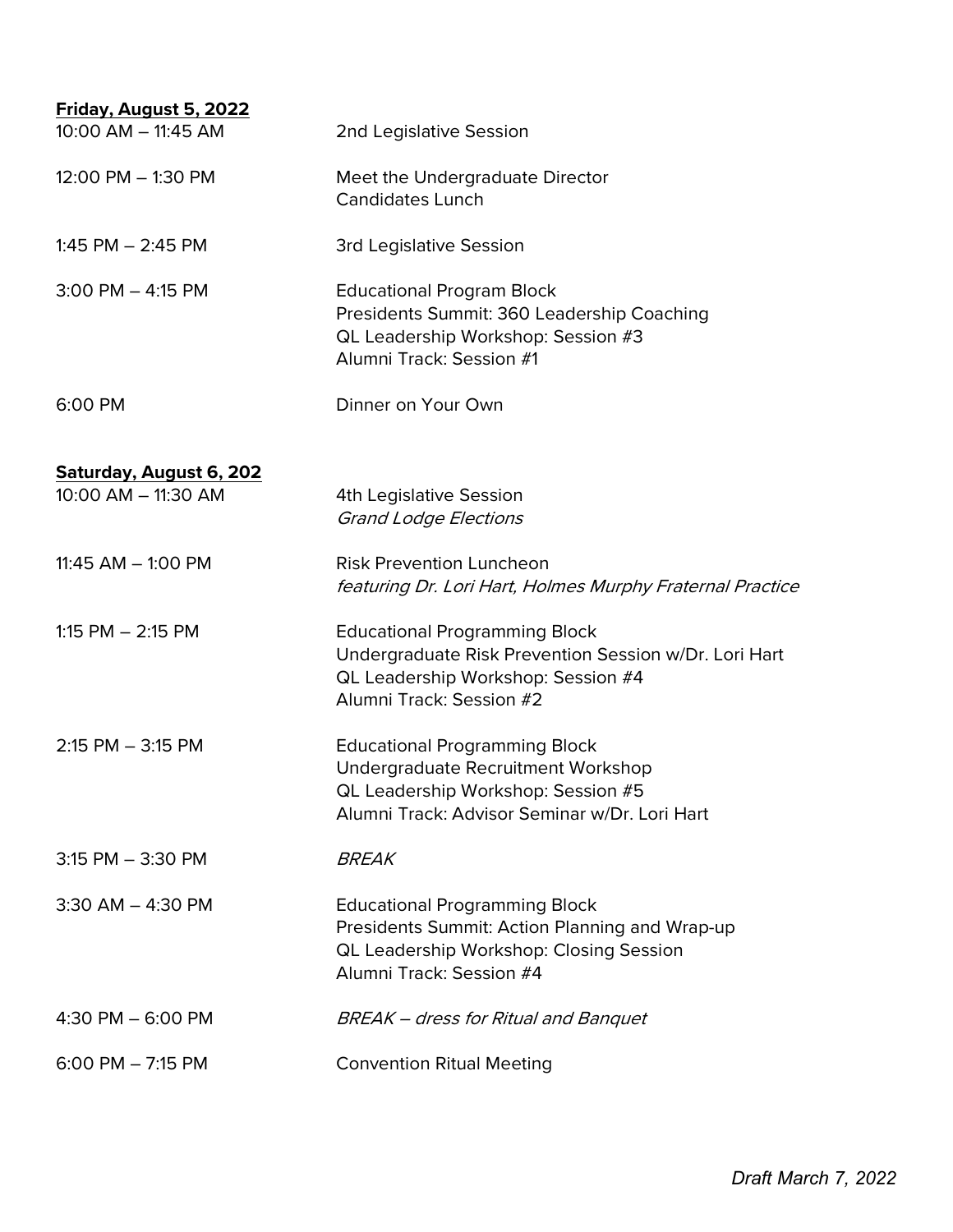**Friday, August 5, 2022**

| | |
|---|---|
| 10:00 AM – 11:45 AM | 2nd Legislative Session |
| 12:00 PM – 1:30 PM | Meet the Undergraduate Director<br>Candidates Lunch |
| 1:45 PM – 2:45 PM | 3rd Legislative Session |
| 3:00 PM – 4:15 PM | Educational Program Block<br>Presidents Summit: 360 Leadership Coaching<br>QL Leadership Workshop: Session #3<br>Alumni Track: Session #1 |
| 6:00 PM | Dinner on Your Own |

**Saturday, August 6, 202**

| | |
|---|---|
| 10:00 AM – 11:30 AM | 4th Legislative Session<br>*Grand Lodge Elections* |
| 11:45 AM – 1:00 PM | Risk Prevention Luncheon<br>*featuring Dr. Lori Hart, Holmes Murphy Fraternal Practice* |
| 1:15 PM – 2:15 PM | Educational Programming Block<br>Undergraduate Risk Prevention Session w/Dr. Lori Hart<br>QL Leadership Workshop: Session #4<br>Alumni Track: Session #2 |
| 2:15 PM – 3:15 PM | Educational Programming Block<br>Undergraduate Recruitment Workshop<br>QL Leadership Workshop: Session #5<br>Alumni Track: Advisor Seminar w/Dr. Lori Hart |
| 3:15 PM – 3:30 PM | *BREAK* |
| 3:30 AM – 4:30 PM | Educational Programming Block<br>Presidents Summit: Action Planning and Wrap-up<br>QL Leadership Workshop: Closing Session<br>Alumni Track: Session #4 |
| 4:30 PM – 6:00 PM | *BREAK – dress for Ritual and Banquet* |
| 6:00 PM – 7:15 PM | Convention Ritual Meeting |

*Draft March 7, 2022*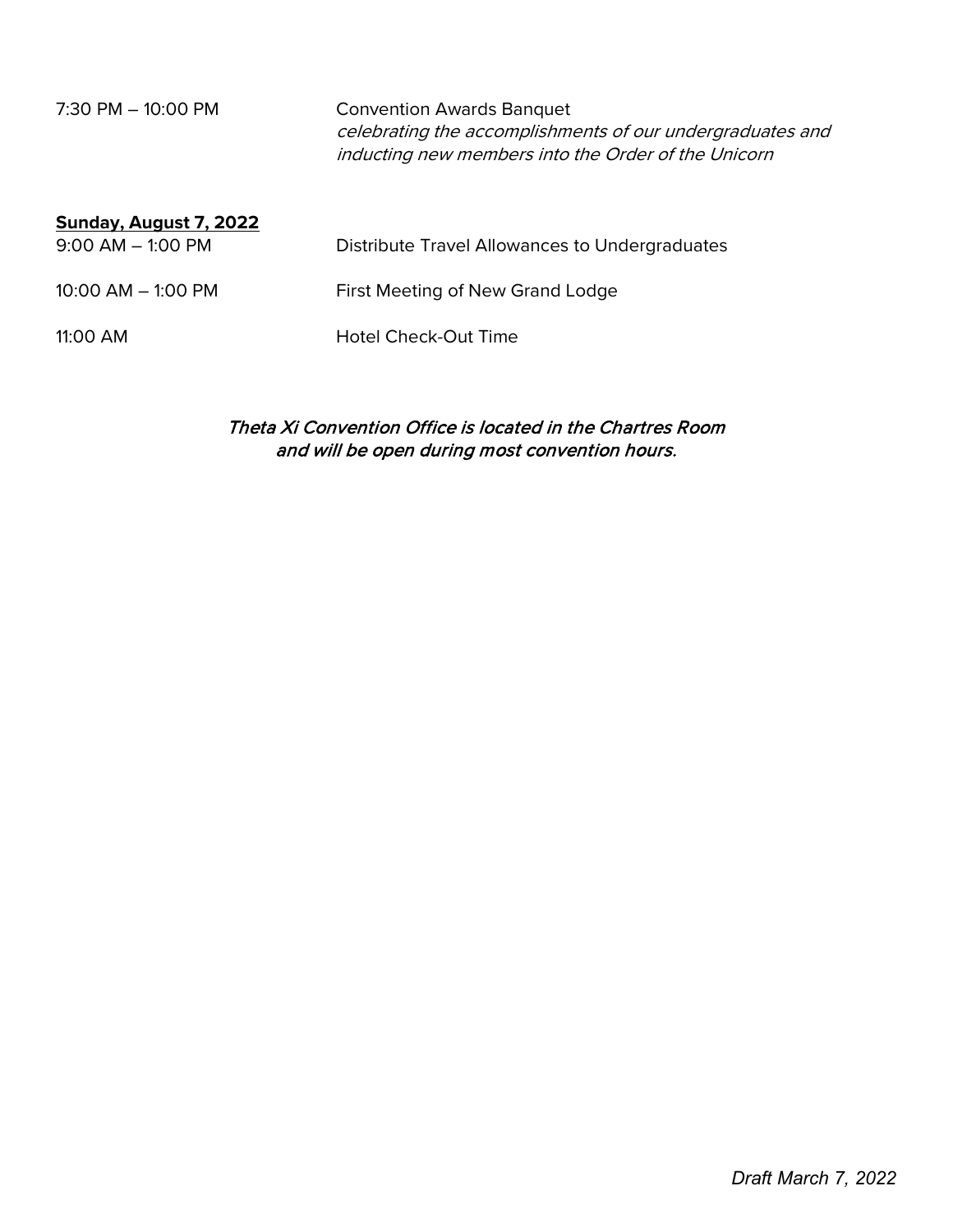7:30 PM – 10:00 PM Convention Awards Banquet
*celebrating the accomplishments of our undergraduates and inducting new members into the Order of the Unicorn*

**Sunday, August 7, 2022**

9:00 AM – 1:00 PM Distribute Travel Allowances to Undergraduates

10:00 AM – 1:00 PM First Meeting of New Grand Lodge

11:00 AM Hotel Check-Out Time

*Theta Xi Convention Office is located in the Chartres Room and will be open during most convention hours.*

*Draft March 7, 2022*